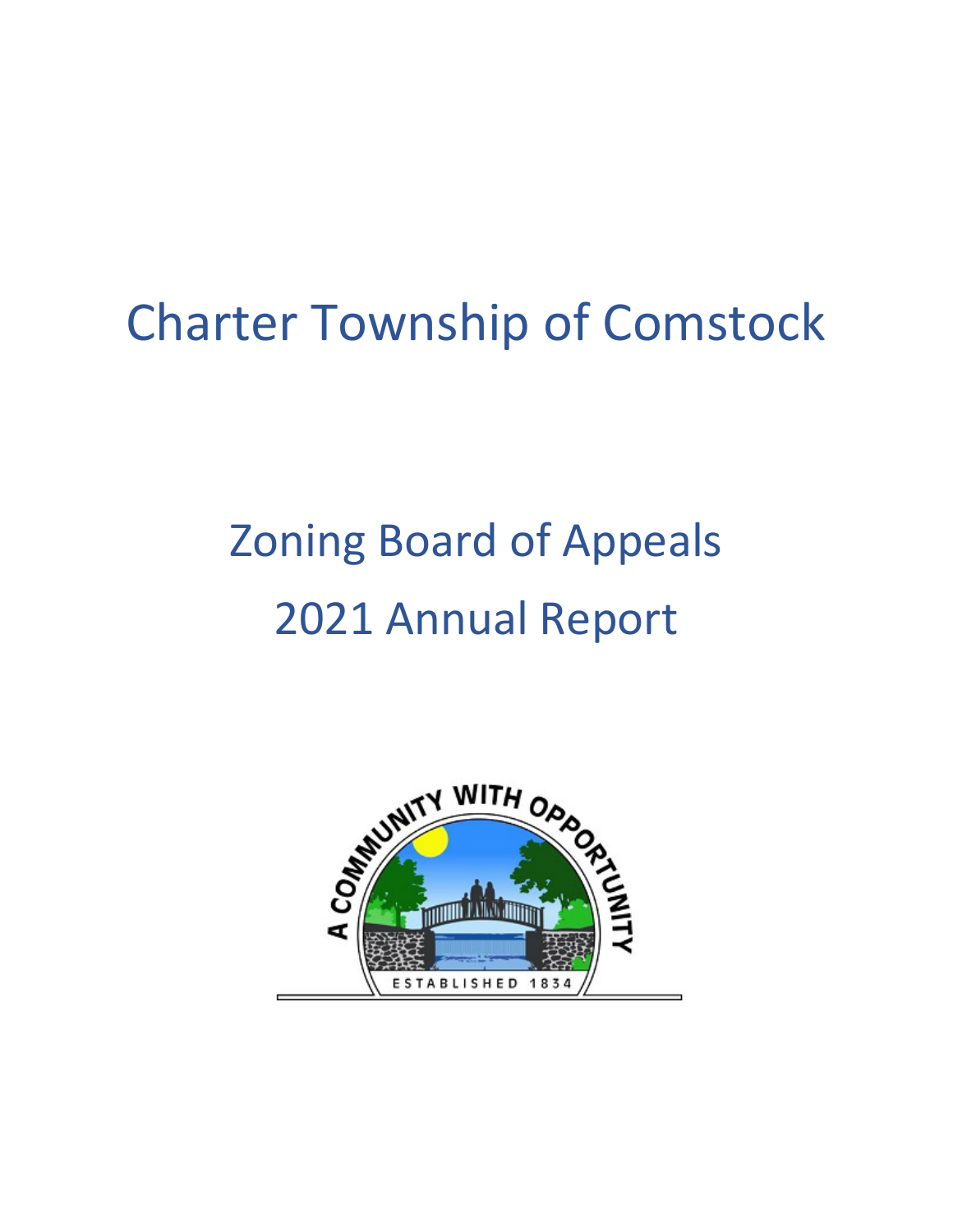# Charter Township of Comstock

## Zoning Board of Appeals

## 2021 Annual Report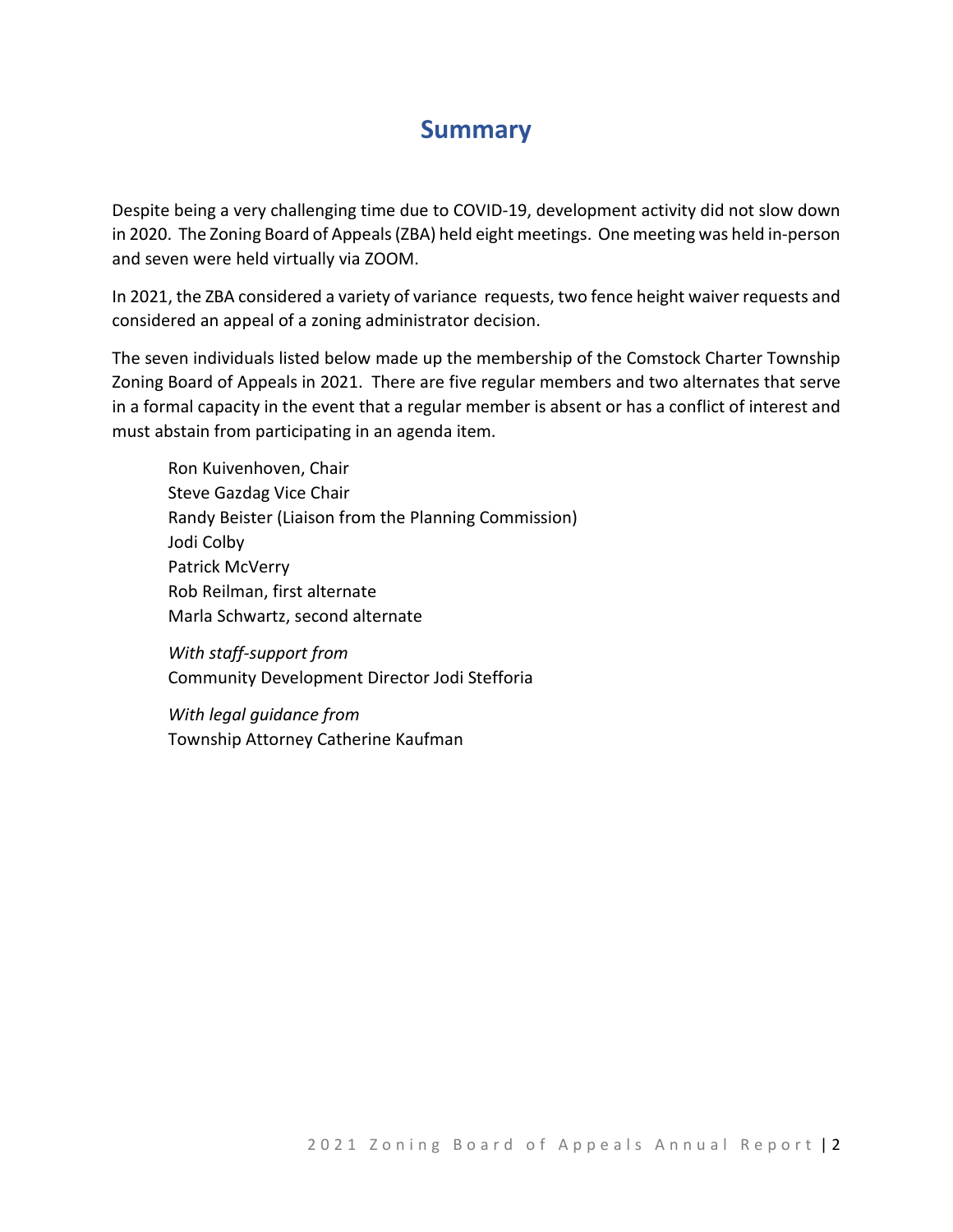# Summary

Despite being a very challenging time due to COVID-19, development activity did not slow down in 2020. The Zoning Board of Appeals (ZBA) held eight meetings. One meeting was held in-person and seven were held virtually via ZOOM.

In 2021, the ZBA considered a variety of variance requests, two fence height waiver requests and considered an appeal of a zoning administrator decision.

The seven individuals listed below made up the membership of the Comstock Charter Township Zoning Board of Appeals in 2021. There are five regular members and two alternates that serve in a formal capacity in the event that a regular member is absent or has a conflict of interest and must abstain from participating in an agenda item.

Ron Kuivenhoven, Chair
Steve Gazdag Vice Chair
Randy Beister (Liaison from the Planning Commission)
Jodi Colby
Patrick McVerry
Rob Reilman, first alternate
Marla Schwartz, second alternate

*With staff-support from*
Community Development Director Jodi Stefforia

*With legal guidance from*
Township Attorney Catherine Kaufman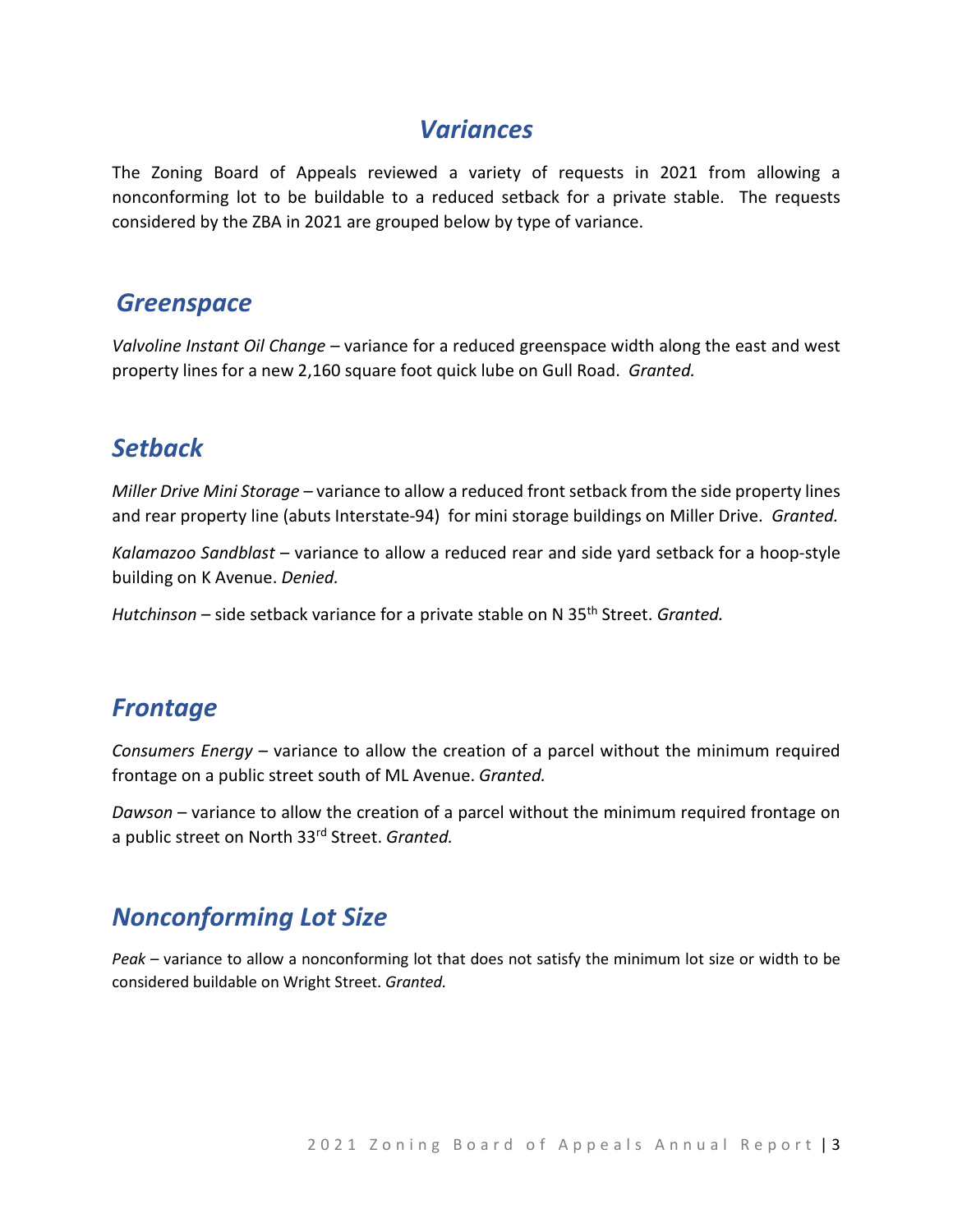# *Variances*

The Zoning Board of Appeals reviewed a variety of requests in 2021 from allowing a nonconforming lot to be buildable to a reduced setback for a private stable. The requests considered by the ZBA in 2021 are grouped below by type of variance.

## *Greenspace*

*Valvoline Instant Oil Change* – variance for a reduced greenspace width along the east and west property lines for a new 2,160 square foot quick lube on Gull Road. *Granted.*

## *Setback*

*Miller Drive Mini Storage* – variance to allow a reduced front setback from the side property lines and rear property line (abuts Interstate-94) for mini storage buildings on Miller Drive. *Granted.*

*Kalamazoo Sandblast* – variance to allow a reduced rear and side yard setback for a hoop-style building on K Avenue. *Denied.*

*Hutchinson* – side setback variance for a private stable on N 35th Street. *Granted.*

## *Frontage*

*Consumers Energy* – variance to allow the creation of a parcel without the minimum required frontage on a public street south of ML Avenue. *Granted.*

*Dawson* – variance to allow the creation of a parcel without the minimum required frontage on a public street on North 33rd Street. *Granted.*

## *Nonconforming Lot Size*

*Peak* – variance to allow a nonconforming lot that does not satisfy the minimum lot size or width to be considered buildable on Wright Street. *Granted.*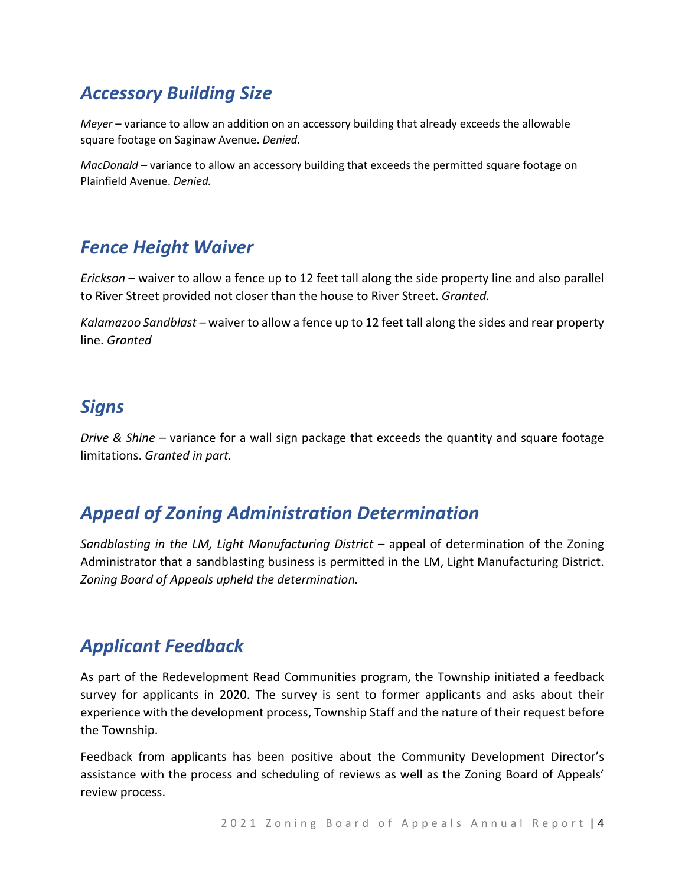## *Accessory Building Size*

*Meyer* – variance to allow an addition on an accessory building that already exceeds the allowable square footage on Saginaw Avenue. *Denied.*

*MacDonald* – variance to allow an accessory building that exceeds the permitted square footage on Plainfield Avenue. *Denied.*

## *Fence Height Waiver*

*Erickson* – waiver to allow a fence up to 12 feet tall along the side property line and also parallel to River Street provided not closer than the house to River Street. *Granted.*

*Kalamazoo Sandblast* – waiver to allow a fence up to 12 feet tall along the sides and rear property line. *Granted*

## *Signs*

*Drive & Shine* – variance for a wall sign package that exceeds the quantity and square footage limitations. *Granted in part.*

## *Appeal of Zoning Administration Determination*

*Sandblasting in the LM, Light Manufacturing District* – appeal of determination of the Zoning Administrator that a sandblasting business is permitted in the LM, Light Manufacturing District. *Zoning Board of Appeals upheld the determination.*

## *Applicant Feedback*

As part of the Redevelopment Read Communities program, the Township initiated a feedback survey for applicants in 2020. The survey is sent to former applicants and asks about their experience with the development process, Township Staff and the nature of their request before the Township.

Feedback from applicants has been positive about the Community Development Director's assistance with the process and scheduling of reviews as well as the Zoning Board of Appeals' review process.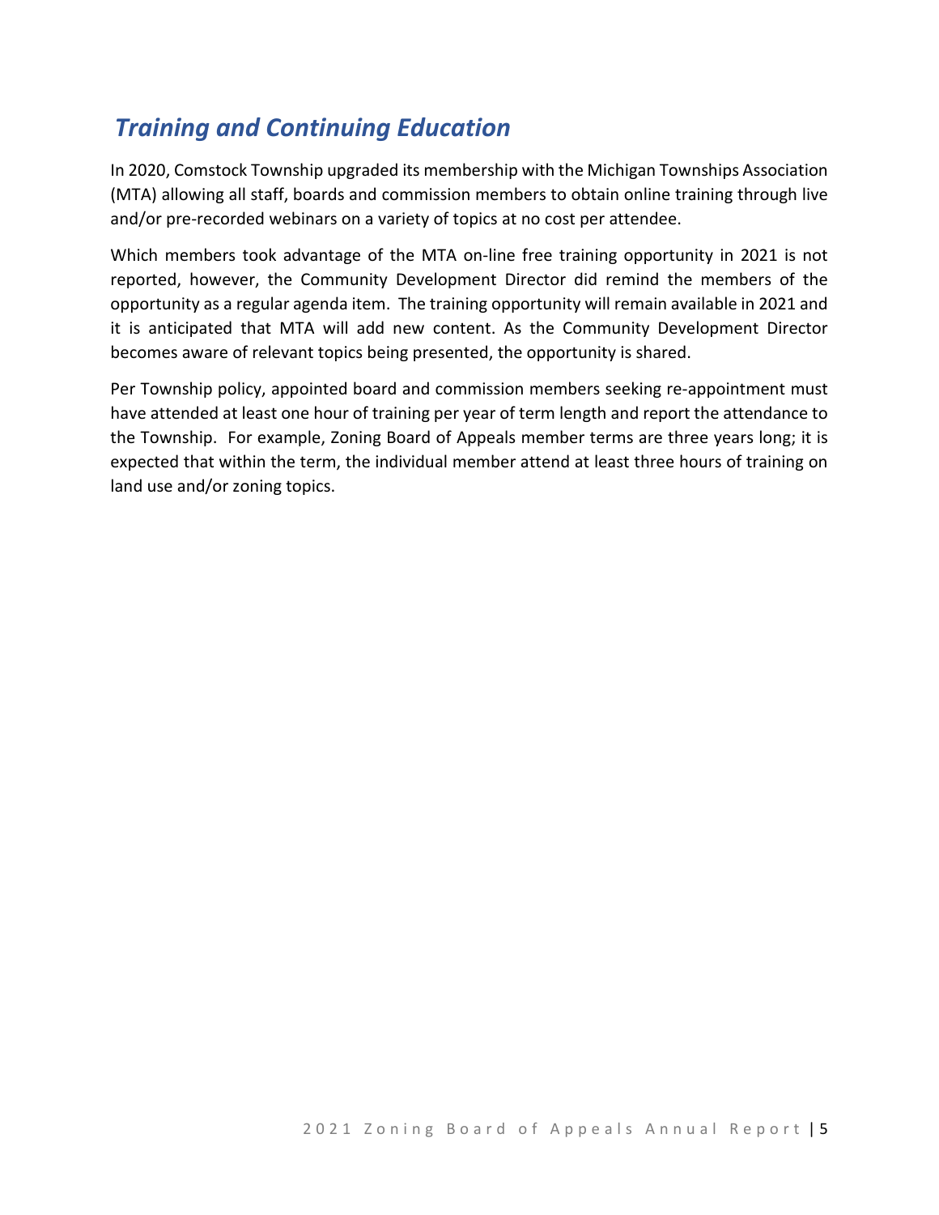## *Training and Continuing Education*

In 2020, Comstock Township upgraded its membership with the Michigan Townships Association (MTA) allowing all staff, boards and commission members to obtain online training through live and/or pre-recorded webinars on a variety of topics at no cost per attendee.

Which members took advantage of the MTA on-line free training opportunity in 2021 is not reported, however, the Community Development Director did remind the members of the opportunity as a regular agenda item. The training opportunity will remain available in 2021 and it is anticipated that MTA will add new content. As the Community Development Director becomes aware of relevant topics being presented, the opportunity is shared.

Per Township policy, appointed board and commission members seeking re-appointment must have attended at least one hour of training per year of term length and report the attendance to the Township. For example, Zoning Board of Appeals member terms are three years long; it is expected that within the term, the individual member attend at least three hours of training on land use and/or zoning topics.